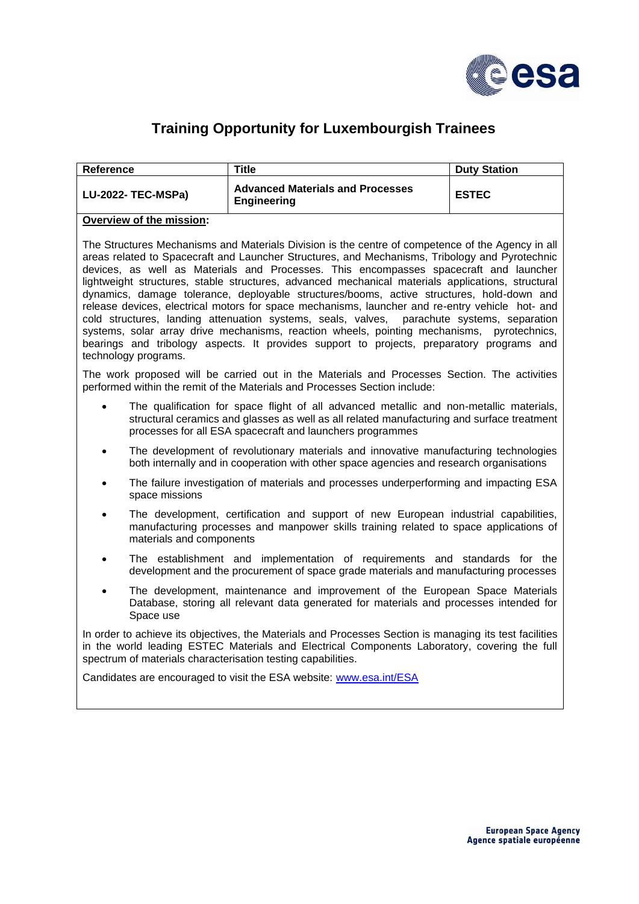# Training Opportunity for Luxembourgish Trainees

| Reference | Title | Duty Station |
|---|---|---|
| LU-2022- TEC-MSPa) | **Advanced Materials and Processes Engineering** | ESTEC |

**Overview of the mission:**

The Structures Mechanisms and Materials Division is the centre of competence of the Agency in all areas related to Spacecraft and Launcher Structures, and Mechanisms, Tribology and Pyrotechnic devices, as well as Materials and Processes. This encompasses spacecraft and launcher lightweight structures, stable structures, advanced mechanical materials applications, structural dynamics, damage tolerance, deployable structures/booms, active structures, hold-down and release devices, electrical motors for space mechanisms, launcher and re-entry vehicle hot- and cold structures, landing attenuation systems, seals, valves, parachute systems, separation systems, solar array drive mechanisms, reaction wheels, pointing mechanisms, pyrotechnics, bearings and tribology aspects. It provides support to projects, preparatory programs and technology programs.

The work proposed will be carried out in the Materials and Processes Section. The activities performed within the remit of the Materials and Processes Section include:

- The qualification for space flight of all advanced metallic and non-metallic materials, structural ceramics and glasses as well as all related manufacturing and surface treatment processes for all ESA spacecraft and launchers programmes
- The development of revolutionary materials and innovative manufacturing technologies both internally and in cooperation with other space agencies and research organisations
- The failure investigation of materials and processes underperforming and impacting ESA space missions
- The development, certification and support of new European industrial capabilities, manufacturing processes and manpower skills training related to space applications of materials and components
- The establishment and implementation of requirements and standards for the development and the procurement of space grade materials and manufacturing processes
- The development, maintenance and improvement of the European Space Materials Database, storing all relevant data generated for materials and processes intended for Space use

In order to achieve its objectives, the Materials and Processes Section is managing its test facilities in the world leading ESTEC Materials and Electrical Components Laboratory, covering the full spectrum of materials characterisation testing capabilities.

Candidates are encouraged to visit the ESA website: www.esa.int/ESA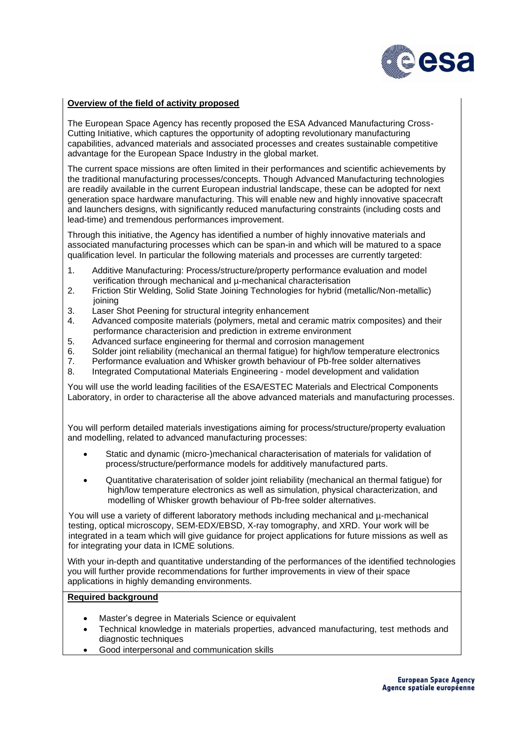**Overview of the field of activity proposed**

The European Space Agency has recently proposed the ESA Advanced Manufacturing Cross-Cutting Initiative, which captures the opportunity of adopting revolutionary manufacturing capabilities, advanced materials and associated processes and creates sustainable competitive advantage for the European Space Industry in the global market.

The current space missions are often limited in their performances and scientific achievements by the traditional manufacturing processes/concepts. Though Advanced Manufacturing technologies are readily available in the current European industrial landscape, these can be adopted for next generation space hardware manufacturing. This will enable new and highly innovative spacecraft and launchers designs, with significantly reduced manufacturing constraints (including costs and lead-time) and tremendous performances improvement.

Through this initiative, the Agency has identified a number of highly innovative materials and associated manufacturing processes which can be span-in and which will be matured to a space qualification level. In particular the following materials and processes are currently targeted:

1. Additive Manufacturing: Process/structure/property performance evaluation and model verification through mechanical and µ-mechanical characterisation
2. Friction Stir Welding, Solid State Joining Technologies for hybrid (metallic/Non-metallic) joining
3. Laser Shot Peening for structural integrity enhancement
4. Advanced composite materials (polymers, metal and ceramic matrix composites) and their performance characterision and prediction in extreme environment
5. Advanced surface engineering for thermal and corrosion management
6. Solder joint reliability (mechanical an thermal fatigue) for high/low temperature electronics
7. Performance evaluation and Whisker growth behaviour of Pb-free solder alternatives
8. Integrated Computational Materials Engineering - model development and validation

You will use the world leading facilities of the ESA/ESTEC Materials and Electrical Components Laboratory, in order to characterise all the above advanced materials and manufacturing processes.

You will perform detailed materials investigations aiming for process/structure/property evaluation and modelling, related to advanced manufacturing processes:

- Static and dynamic (micro-)mechanical characterisation of materials for validation of process/structure/performance models for additively manufactured parts.
- Quantitative charaterisation of solder joint reliability (mechanical an thermal fatigue) for high/low temperature electronics as well as simulation, physical characterization, and modelling of Whisker growth behaviour of Pb-free solder alternatives.

You will use a variety of different laboratory methods including mechanical and µ-mechanical testing, optical microscopy, SEM-EDX/EBSD, X-ray tomography, and XRD. Your work will be integrated in a team which will give guidance for project applications for future missions as well as for integrating your data in ICME solutions.

With your in-depth and quantitative understanding of the performances of the identified technologies you will further provide recommendations for further improvements in view of their space applications in highly demanding environments.

**Required background**

- Master's degree in Materials Science or equivalent
- Technical knowledge in materials properties, advanced manufacturing, test methods and diagnostic techniques
- Good interpersonal and communication skills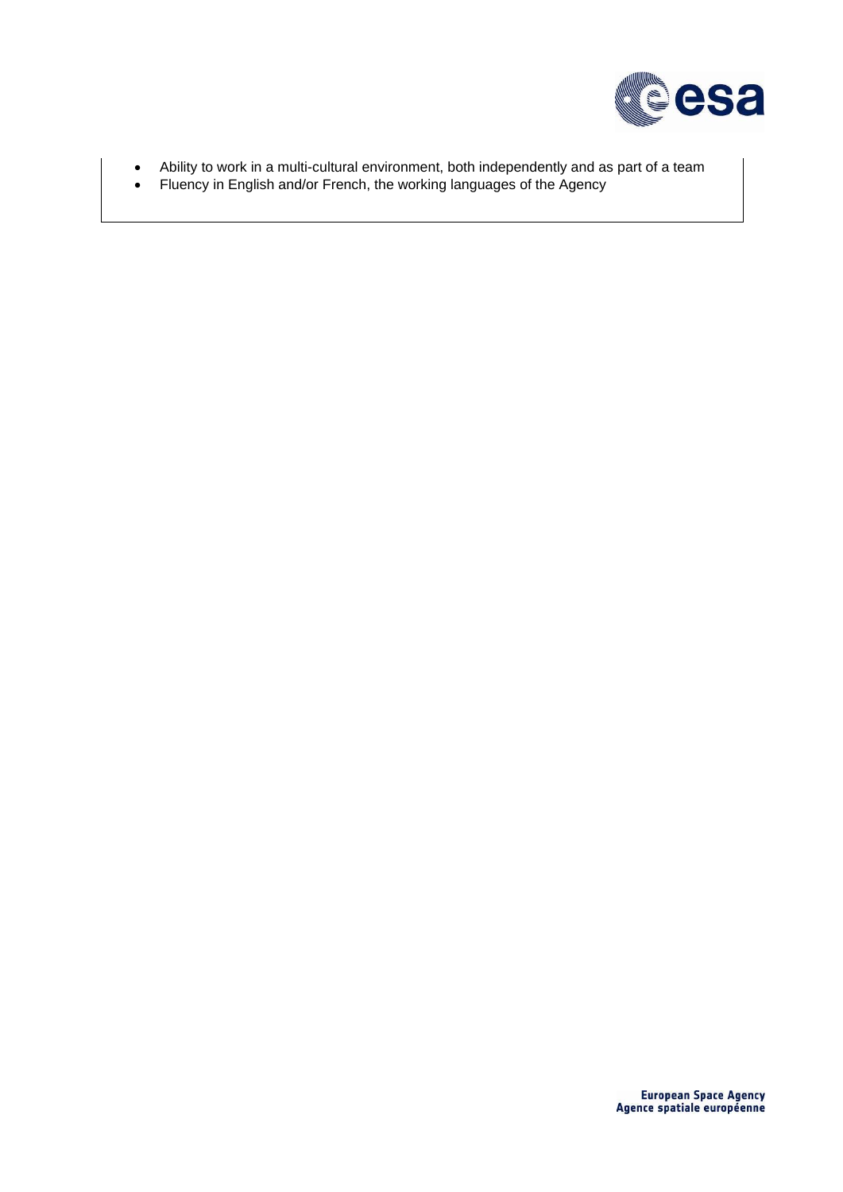- Ability to work in a multi-cultural environment, both independently and as part of a team
- Fluency in English and/or French, the working languages of the Agency